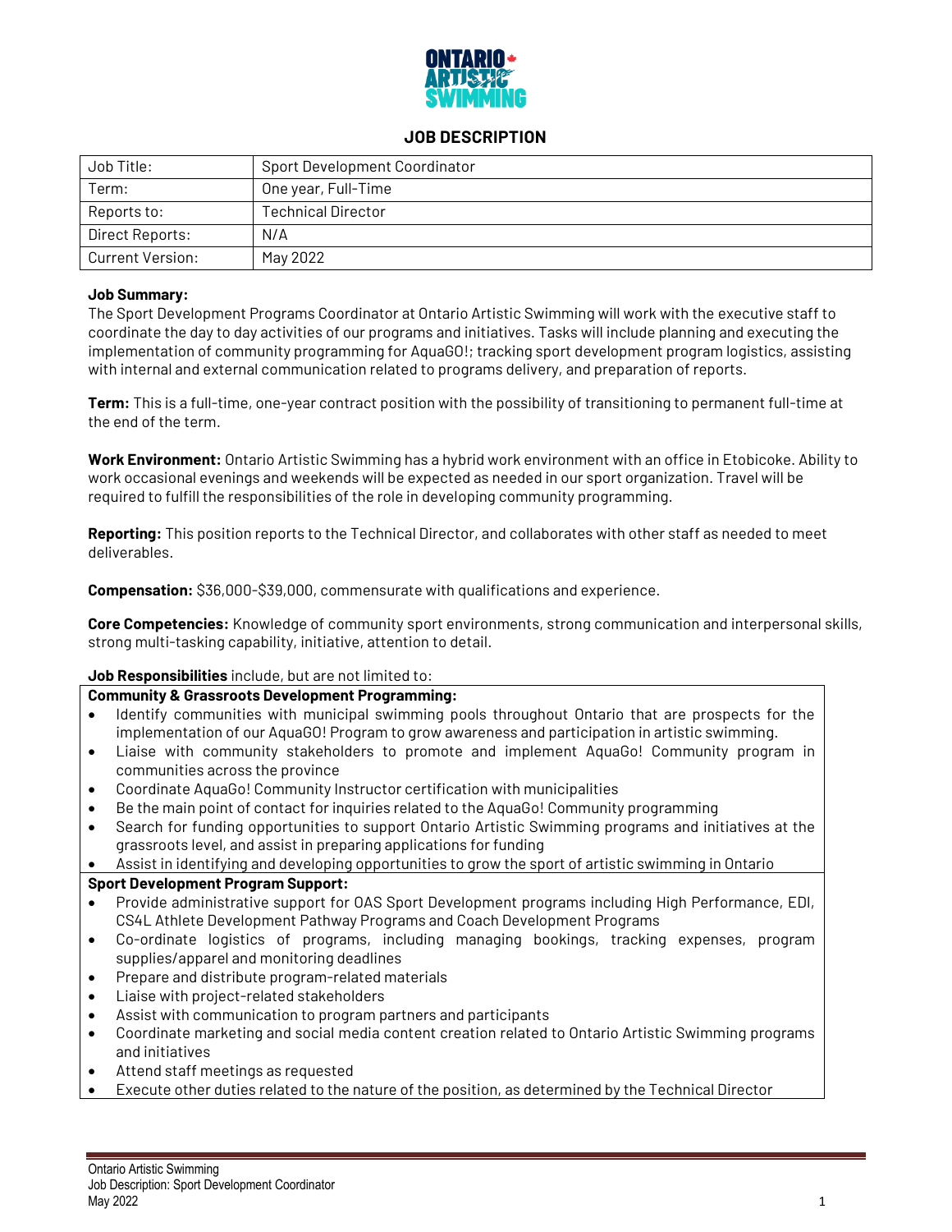# JOB DESCRIPTION

| Job Title: | Sport Development Coordinator |
|---|---|
| Term: | One year, Full-Time |
| Reports to: | Technical Director |
| Direct Reports: | N/A |
| Current Version: | May 2022 |

**Job Summary:**
The Sport Development Programs Coordinator at Ontario Artistic Swimming will work with the executive staff to coordinate the day to day activities of our programs and initiatives. Tasks will include planning and executing the implementation of community programming for AquaGO!; tracking sport development program logistics, assisting with internal and external communication related to programs delivery, and preparation of reports.

**Term:** This is a full-time, one-year contract position with the possibility of transitioning to permanent full-time at the end of the term.

**Work Environment:** Ontario Artistic Swimming has a hybrid work environment with an office in Etobicoke. Ability to work occasional evenings and weekends will be expected as needed in our sport organization. Travel will be required to fulfill the responsibilities of the role in developing community programming.

**Reporting:** This position reports to the Technical Director, and collaborates with other staff as needed to meet deliverables.

**Compensation:** $36,000-$39,000, commensurate with qualifications and experience.

**Core Competencies:** Knowledge of community sport environments, strong communication and interpersonal skills, strong multi-tasking capability, initiative, attention to detail.

**Job Responsibilities** include, but are not limited to:

**Community & Grassroots Development Programming:**

- Identify communities with municipal swimming pools throughout Ontario that are prospects for the implementation of our AquaGO! Program to grow awareness and participation in artistic swimming.
- Liaise with community stakeholders to promote and implement AquaGo! Community program in communities across the province
- Coordinate AquaGo! Community Instructor certification with municipalities
- Be the main point of contact for inquiries related to the AquaGo! Community programming
- Search for funding opportunities to support Ontario Artistic Swimming programs and initiatives at the grassroots level, and assist in preparing applications for funding
- Assist in identifying and developing opportunities to grow the sport of artistic swimming in Ontario

**Sport Development Program Support:**

- Provide administrative support for OAS Sport Development programs including High Performance, EDI, CS4L Athlete Development Pathway Programs and Coach Development Programs
- Co-ordinate logistics of programs, including managing bookings, tracking expenses, program supplies/apparel and monitoring deadlines
- Prepare and distribute program-related materials
- Liaise with project-related stakeholders
- Assist with communication to program partners and participants
- Coordinate marketing and social media content creation related to Ontario Artistic Swimming programs and initiatives
- Attend staff meetings as requested
- Execute other duties related to the nature of the position, as determined by the Technical Director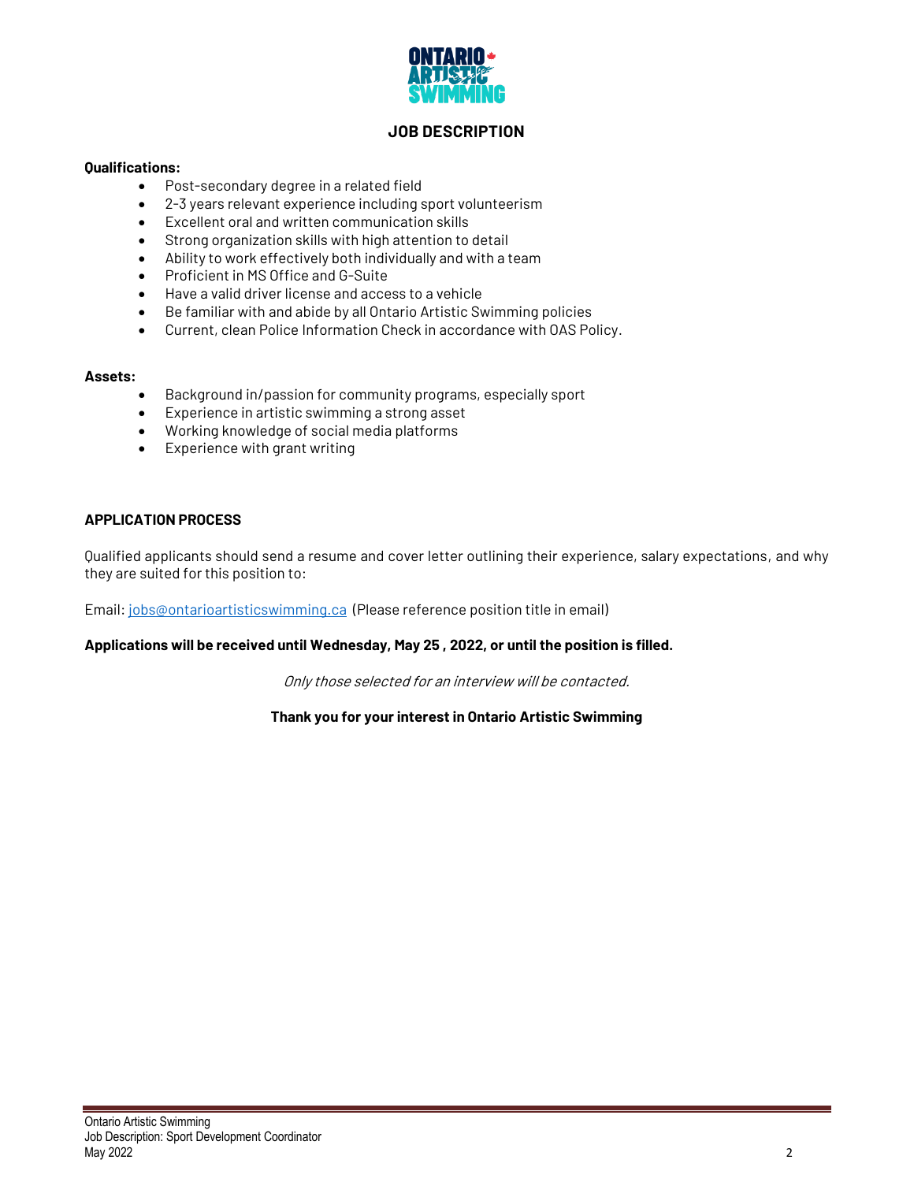## JOB DESCRIPTION

**Qualifications:**

- Post-secondary degree in a related field
- 2-3 years relevant experience including sport volunteerism
- Excellent oral and written communication skills
- Strong organization skills with high attention to detail
- Ability to work effectively both individually and with a team
- Proficient in MS Office and G-Suite
- Have a valid driver license and access to a vehicle
- Be familiar with and abide by all Ontario Artistic Swimming policies
- Current, clean Police Information Check in accordance with OAS Policy.

**Assets:**

- Background in/passion for community programs, especially sport
- Experience in artistic swimming a strong asset
- Working knowledge of social media platforms
- Experience with grant writing

## APPLICATION PROCESS

Qualified applicants should send a resume and cover letter outlining their experience, salary expectations, and why they are suited for this position to:

Email: jobs@ontarioartisticswimming.ca (Please reference position title in email)

**Applications will be received until Wednesday, May 25 , 2022, or until the position is filled.**

*Only those selected for an interview will be contacted.*

**Thank you for your interest in Ontario Artistic Swimming**